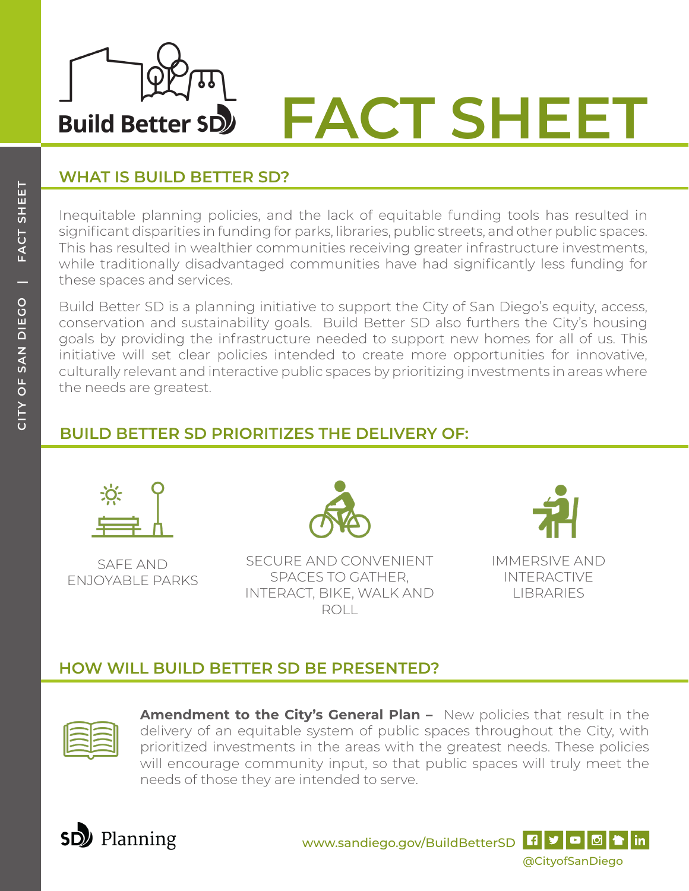Build Better SD

# FACT SHEET

## WHAT IS BUILD BETTER SD?

Inequitable planning policies, and the lack of equitable funding tools has resulted in significant disparities in funding for parks, libraries, public streets, and other public spaces. This has resulted in wealthier communities receiving greater infrastructure investments, while traditionally disadvantaged communities have had significantly less funding for these spaces and services.

Build Better SD is a planning initiative to support the City of San Diego's equity, access, conservation and sustainability goals. Build Better SD also furthers the City's housing goals by providing the infrastructure needed to support new homes for all of us. This initiative will set clear policies intended to create more opportunities for innovative, culturally relevant and interactive public spaces by prioritizing investments in areas where the needs are greatest.

## BUILD BETTER SD PRIORITIZES THE DELIVERY OF:

- SAFE AND ENJOYABLE PARKS
- SECURE AND CONVENIENT SPACES TO GATHER, INTERACT, BIKE, WALK AND ROLL
- IMMERSIVE AND INTERACTIVE LIBRARIES

## HOW WILL BUILD BETTER SD BE PRESENTED?

**Amendment to the City's General Plan –** New policies that result in the delivery of an equitable system of public spaces throughout the City, with prioritized investments in the areas with the greatest needs. These policies will encourage community input, so that public spaces will truly meet the needs of those they are intended to serve.

SD Planning

www.sandiego.gov/BuildBetterSD

@CityofSanDiego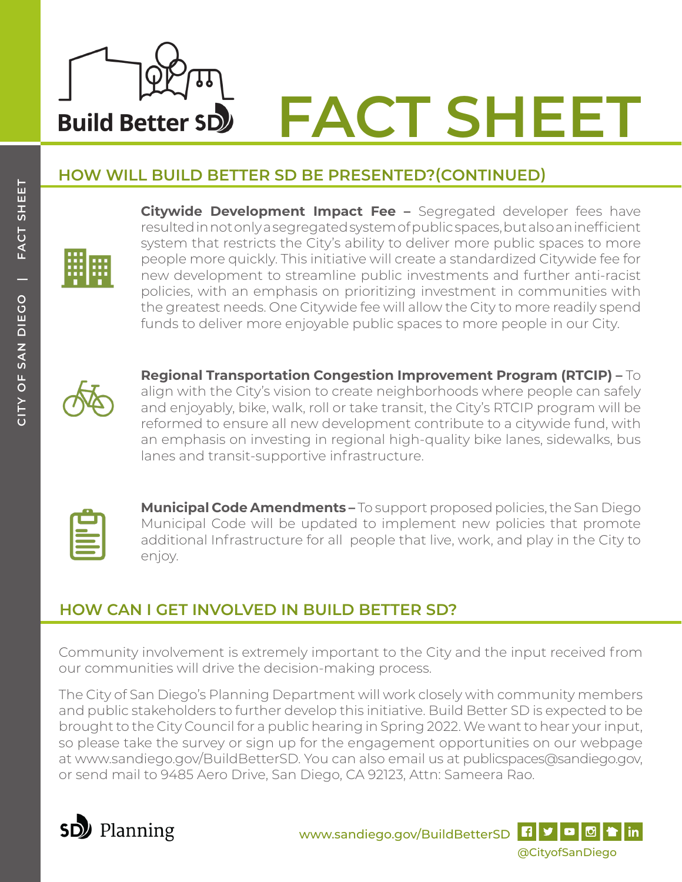# FACT SHEET

## HOW WILL BUILD BETTER SD BE PRESENTED?(CONTINUED)

**Citywide Development Impact Fee –** Segregated developer fees have resulted in not only a segregated system of public spaces, but also an inefficient system that restricts the City's ability to deliver more public spaces to more people more quickly. This initiative will create a standardized Citywide fee for new development to streamline public investments and further anti-racist policies, with an emphasis on prioritizing investment in communities with the greatest needs. One Citywide fee will allow the City to more readily spend funds to deliver more enjoyable public spaces to more people in our City.

**Regional Transportation Congestion Improvement Program (RTCIP) –** To align with the City's vision to create neighborhoods where people can safely and enjoyably, bike, walk, roll or take transit, the City's RTCIP program will be reformed to ensure all new development contribute to a citywide fund, with an emphasis on investing in regional high-quality bike lanes, sidewalks, bus lanes and transit-supportive infrastructure.

**Municipal Code Amendments –** To support proposed policies, the San Diego Municipal Code will be updated to implement new policies that promote additional Infrastructure for all people that live, work, and play in the City to enjoy.

## HOW CAN I GET INVOLVED IN BUILD BETTER SD?

Community involvement is extremely important to the City and the input received from our communities will drive the decision-making process.

The City of San Diego's Planning Department will work closely with community members and public stakeholders to further develop this initiative. Build Better SD is expected to be brought to the City Council for a public hearing in Spring 2022. We want to hear your input, so please take the survey or sign up for the engagement opportunities on our webpage at www.sandiego.gov/BuildBetterSD. You can also email us at publicspaces@sandiego.gov, or send mail to 9485 Aero Drive, San Diego, CA 92123, Attn: Sameera Rao.

SD Planning

www.sandiego.gov/BuildBetterSD

@CityofSanDiego